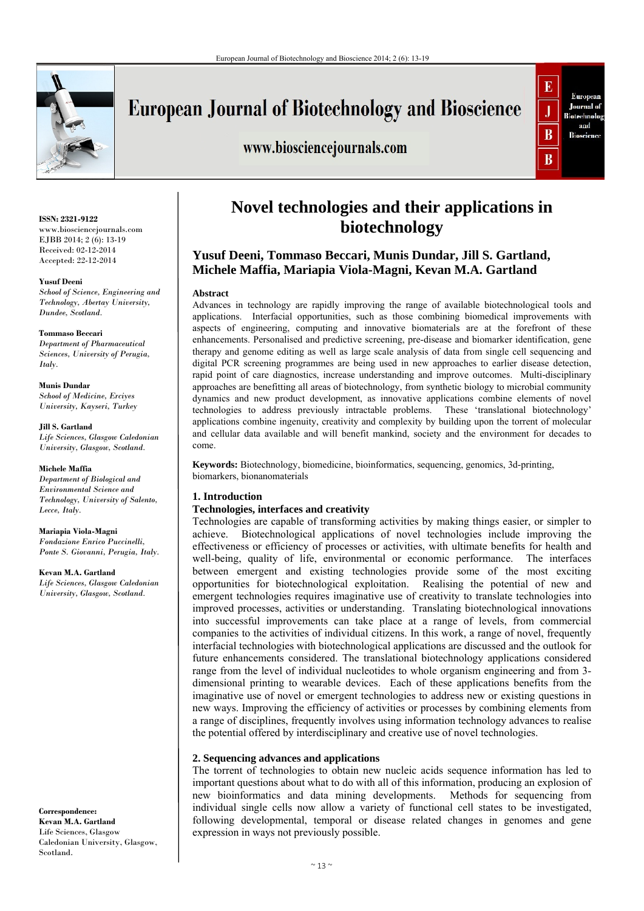# Novel technologies and their applications in biotechnology

**Yusuf Deeni, Tommaso Beccari, Munis Dundar, Jill S. Gartland, Michele Maffia, Mariapia Viola-Magni, Kevan M.A. Gartland**

**ISSN: 2321-9122**
www.biosciencejournals.com
EJBB 2014; 2 (6): 13-19
Received: 02-12-2014
Accepted: 22-12-2014

**Yusuf Deeni**
*School of Science, Engineering and Technology, Abertay University, Dundee, Scotland.*

**Tommaso Beccari**
*Department of Pharmaceutical Sciences, University of Perugia, Italy.*

**Munis Dundar**
*School of Medicine, Erciyes University, Kayseri, Turkey*

**Jill S. Gartland**
*Life Sciences, Glasgow Caledonian University, Glasgow, Scotland.*

**Michele Maffia**
*Department of Biological and Environmental Science and Technology, University of Salento, Lecce, Italy.*

**Mariapia Viola-Magni**
*Fondazione Enrico Puccinelli, Ponte S. Giovanni, Perugia, Italy.*

**Kevan M.A. Gartland**
*Life Sciences, Glasgow Caledonian University, Glasgow, Scotland.*

**Correspondence:**
**Kevan M.A. Gartland**
Life Sciences, Glasgow Caledonian University, Glasgow, Scotland.

**Abstract**

Advances in technology are rapidly improving the range of available biotechnological tools and applications. Interfacial opportunities, such as those combining biomedical improvements with aspects of engineering, computing and innovative biomaterials are at the forefront of these enhancements. Personalised and predictive screening, pre-disease and biomarker identification, gene therapy and genome editing as well as large scale analysis of data from single cell sequencing and digital PCR screening programmes are being used in new approaches to earlier disease detection, rapid point of care diagnostics, increase understanding and improve outcomes. Multi-disciplinary approaches are benefitting all areas of biotechnology, from synthetic biology to microbial community dynamics and new product development, as innovative applications combine elements of novel technologies to address previously intractable problems. These 'translational biotechnology' applications combine ingenuity, creativity and complexity by building upon the torrent of molecular and cellular data available and will benefit mankind, society and the environment for decades to come.

**Keywords:** Biotechnology, biomedicine, bioinformatics, sequencing, genomics, 3d-printing, biomarkers, bionanomaterials

## 1. Introduction

### Technologies, interfaces and creativity

Technologies are capable of transforming activities by making things easier, or simpler to achieve. Biotechnological applications of novel technologies include improving the effectiveness or efficiency of processes or activities, with ultimate benefits for health and well-being, quality of life, environmental or economic performance. The interfaces between emergent and existing technologies provide some of the most exciting opportunities for biotechnological exploitation. Realising the potential of new and emergent technologies requires imaginative use of creativity to translate technologies into improved processes, activities or understanding. Translating biotechnological innovations into successful improvements can take place at a range of levels, from commercial companies to the activities of individual citizens. In this work, a range of novel, frequently interfacial technologies with biotechnological applications are discussed and the outlook for future enhancements considered. The translational biotechnology applications considered range from the level of individual nucleotides to whole organism engineering and from 3-dimensional printing to wearable devices. Each of these applications benefits from the imaginative use of novel or emergent technologies to address new or existing questions in new ways. Improving the efficiency of activities or processes by combining elements from a range of disciplines, frequently involves using information technology advances to realise the potential offered by interdisciplinary and creative use of novel technologies.

## 2. Sequencing advances and applications

The torrent of technologies to obtain new nucleic acids sequence information has led to important questions about what to do with all of this information, producing an explosion of new bioinformatics and data mining developments. Methods for sequencing from individual single cells now allow a variety of functional cell states to be investigated, following developmental, temporal or disease related changes in genomes and gene expression in ways not previously possible.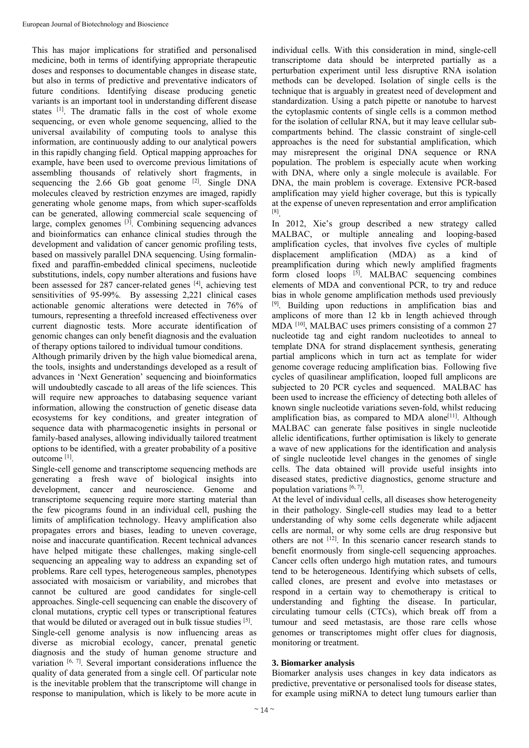This has major implications for stratified and personalised medicine, both in terms of identifying appropriate therapeutic doses and responses to documentable changes in disease state, but also in terms of predictive and preventative indicators of future conditions. Identifying disease producing genetic variants is an important tool in understanding different disease states [1]. The dramatic falls in the cost of whole exome sequencing, or even whole genome sequencing, allied to the universal availability of computing tools to analyse this information, are continuously adding to our analytical powers in this rapidly changing field. Optical mapping approaches for example, have been used to overcome previous limitations of assembling thousands of relatively short fragments, in sequencing the 2.66 Gb goat genome [2]. Single DNA molecules cleaved by restriction enzymes are imaged, rapidly generating whole genome maps, from which super-scaffolds can be generated, allowing commercial scale sequencing of large, complex genomes [3]. Combining sequencing advances and bioinformatics can enhance clinical studies through the development and validation of cancer genomic profiling tests, based on massively parallel DNA sequencing. Using formalin-fixed and paraffin-embedded clinical specimens, nucleotide substitutions, indels, copy number alterations and fusions have been assessed for 287 cancer-related genes [4], achieving test sensitivities of 95-99%. By assessing 2,221 clinical cases actionable genomic alterations were detected in 76% of tumours, representing a threefold increased effectiveness over current diagnostic tests. More accurate identification of genomic changes can only benefit diagnosis and the evaluation of therapy options tailored to individual tumour conditions.

Although primarily driven by the high value biomedical arena, the tools, insights and understandings developed as a result of advances in 'Next Generation' sequencing and bioinformatics will undoubtedly cascade to all areas of the life sciences. This will require new approaches to databasing sequence variant information, allowing the construction of genetic disease data ecosystems for key conditions, and greater integration of sequence data with pharmacogenetic insights in personal or family-based analyses, allowing individually tailored treatment options to be identified, with a greater probability of a positive outcome [1].

Single-cell genome and transcriptome sequencing methods are generating a fresh wave of biological insights into development, cancer and neuroscience. Genome and transcriptome sequencing require more starting material than the few picograms found in an individual cell, pushing the limits of amplification technology. Heavy amplification also propagates errors and biases, leading to uneven coverage, noise and inaccurate quantification. Recent technical advances have helped mitigate these challenges, making single-cell sequencing an appealing way to address an expanding set of problems. Rare cell types, heterogeneous samples, phenotypes associated with mosaicism or variability, and microbes that cannot be cultured are good candidates for single-cell approaches. Single-cell sequencing can enable the discovery of clonal mutations, cryptic cell types or transcriptional features that would be diluted or averaged out in bulk tissue studies [5].

Single-cell genome analysis is now influencing areas as diverse as microbial ecology, cancer, prenatal genetic diagnosis and the study of human genome structure and variation [6, 7]. Several important considerations influence the quality of data generated from a single cell. Of particular note is the inevitable problem that the transcriptome will change in response to manipulation, which is likely to be more acute in individual cells. With this consideration in mind, single-cell transcriptome data should be interpreted partially as a perturbation experiment until less disruptive RNA isolation methods can be developed. Isolation of single cells is the technique that is arguably in greatest need of development and standardization. Using a patch pipette or nanotube to harvest the cytoplasmic contents of single cells is a common method for the isolation of cellular RNA, but it may leave cellular sub-compartments behind. The classic constraint of single-cell approaches is the need for substantial amplification, which may misrepresent the original DNA sequence or RNA population. The problem is especially acute when working with DNA, where only a single molecule is available. For DNA, the main problem is coverage. Extensive PCR-based amplification may yield higher coverage, but this is typically at the expense of uneven representation and error amplification [8].

In 2012, Xie's group described a new strategy called MALBAC, or multiple annealing and looping-based amplification cycles, that involves five cycles of multiple displacement amplification (MDA) as a kind of preamplification during which newly amplified fragments form closed loops [5]. MALBAC sequencing combines elements of MDA and conventional PCR, to try and reduce bias in whole genome amplification methods used previously [9]. Building upon reductions in amplification bias and amplicons of more than 12 kb in length achieved through MDA [10], MALBAC uses primers consisting of a common 27 nucleotide tag and eight random nucleotides to anneal to template DNA for strand displacement synthesis, generating partial amplicons which in turn act as template for wider genome coverage reducing amplification bias. Following five cycles of quasilinear amplification, looped full amplicons are subjected to 20 PCR cycles and sequenced. MALBAC has been used to increase the efficiency of detecting both alleles of known single nucleotide variations seven-fold, whilst reducing amplification bias, as compared to MDA alone[11]. Although MALBAC can generate false positives in single nucleotide allelic identifications, further optimisation is likely to generate a wave of new applications for the identification and analysis of single nucleotide level changes in the genomes of single cells. The data obtained will provide useful insights into diseased states, predictive diagnostics, genome structure and population variations [6, 7].

At the level of individual cells, all diseases show heterogeneity in their pathology. Single-cell studies may lead to a better understanding of why some cells degenerate while adjacent cells are normal, or why some cells are drug responsive but others are not [12]. In this scenario cancer research stands to benefit enormously from single-cell sequencing approaches. Cancer cells often undergo high mutation rates, and tumours tend to be heterogeneous. Identifying which subsets of cells, called clones, are present and evolve into metastases or respond in a certain way to chemotherapy is critical to understanding and fighting the disease. In particular, circulating tumour cells (CTCs), which break off from a tumour and seed metastasis, are those rare cells whose genomes or transcriptomes might offer clues for diagnosis, monitoring or treatment.

### 3. Biomarker analysis

Biomarker analysis uses changes in key data indicators as predictive, preventative or personalised tools for disease states, for example using miRNA to detect lung tumours earlier than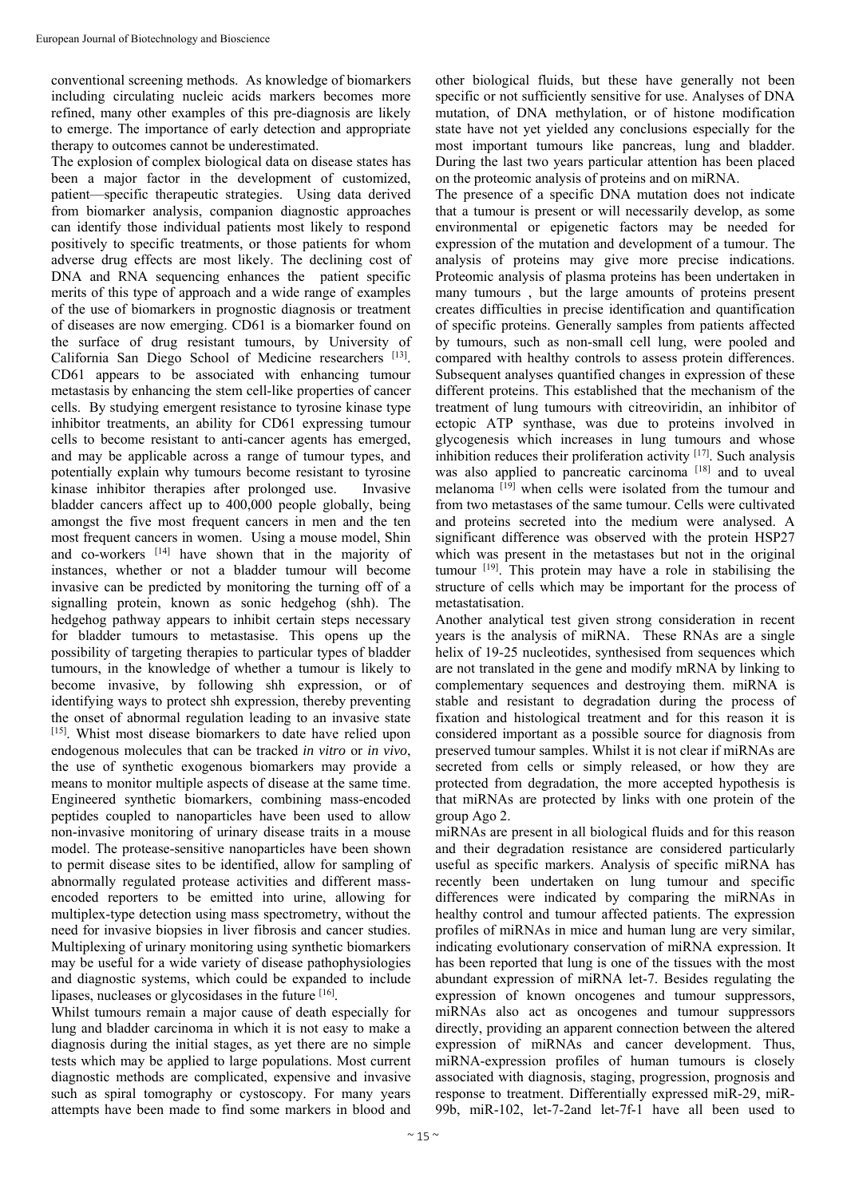conventional screening methods. As knowledge of biomarkers including circulating nucleic acids markers becomes more refined, many other examples of this pre-diagnosis are likely to emerge. The importance of early detection and appropriate therapy to outcomes cannot be underestimated.

The explosion of complex biological data on disease states has been a major factor in the development of customized, patient—specific therapeutic strategies. Using data derived from biomarker analysis, companion diagnostic approaches can identify those individual patients most likely to respond positively to specific treatments, or those patients for whom adverse drug effects are most likely. The declining cost of DNA and RNA sequencing enhances the patient specific merits of this type of approach and a wide range of examples of the use of biomarkers in prognostic diagnosis or treatment of diseases are now emerging. CD61 is a biomarker found on the surface of drug resistant tumours, by University of California San Diego School of Medicine researchers [13]. CD61 appears to be associated with enhancing tumour metastasis by enhancing the stem cell-like properties of cancer cells. By studying emergent resistance to tyrosine kinase type inhibitor treatments, an ability for CD61 expressing tumour cells to become resistant to anti-cancer agents has emerged, and may be applicable across a range of tumour types, and potentially explain why tumours become resistant to tyrosine kinase inhibitor therapies after prolonged use. Invasive bladder cancers affect up to 400,000 people globally, being amongst the five most frequent cancers in men and the ten most frequent cancers in women. Using a mouse model, Shin and co-workers [14] have shown that in the majority of instances, whether or not a bladder tumour will become invasive can be predicted by monitoring the turning off of a signalling protein, known as sonic hedgehog (shh). The hedgehog pathway appears to inhibit certain steps necessary for bladder tumours to metastasise. This opens up the possibility of targeting therapies to particular types of bladder tumours, in the knowledge of whether a tumour is likely to become invasive, by following shh expression, or of identifying ways to protect shh expression, thereby preventing the onset of abnormal regulation leading to an invasive state [15]. Whist most disease biomarkers to date have relied upon endogenous molecules that can be tracked *in vitro* or *in vivo*, the use of synthetic exogenous biomarkers may provide a means to monitor multiple aspects of disease at the same time. Engineered synthetic biomarkers, combining mass-encoded peptides coupled to nanoparticles have been used to allow non-invasive monitoring of urinary disease traits in a mouse model. The protease-sensitive nanoparticles have been shown to permit disease sites to be identified, allow for sampling of abnormally regulated protease activities and different mass-encoded reporters to be emitted into urine, allowing for multiplex-type detection using mass spectrometry, without the need for invasive biopsies in liver fibrosis and cancer studies. Multiplexing of urinary monitoring using synthetic biomarkers may be useful for a wide variety of disease pathophysiologies and diagnostic systems, which could be expanded to include lipases, nucleases or glycosidases in the future [16].

Whilst tumours remain a major cause of death especially for lung and bladder carcinoma in which it is not easy to make a diagnosis during the initial stages, as yet there are no simple tests which may be applied to large populations. Most current diagnostic methods are complicated, expensive and invasive such as spiral tomography or cystoscopy. For many years attempts have been made to find some markers in blood and other biological fluids, but these have generally not been specific or not sufficiently sensitive for use. Analyses of DNA mutation, of DNA methylation, or of histone modification state have not yet yielded any conclusions especially for the most important tumours like pancreas, lung and bladder. During the last two years particular attention has been placed on the proteomic analysis of proteins and on miRNA.

The presence of a specific DNA mutation does not indicate that a tumour is present or will necessarily develop, as some environmental or epigenetic factors may be needed for expression of the mutation and development of a tumour. The analysis of proteins may give more precise indications. Proteomic analysis of plasma proteins has been undertaken in many tumours , but the large amounts of proteins present creates difficulties in precise identification and quantification of specific proteins. Generally samples from patients affected by tumours, such as non-small cell lung, were pooled and compared with healthy controls to assess protein differences. Subsequent analyses quantified changes in expression of these different proteins. This established that the mechanism of the treatment of lung tumours with citreoviridin, an inhibitor of ectopic ATP synthase, was due to proteins involved in glycogenesis which increases in lung tumours and whose inhibition reduces their proliferation activity [17]. Such analysis was also applied to pancreatic carcinoma [18] and to uveal melanoma [19] when cells were isolated from the tumour and from two metastases of the same tumour. Cells were cultivated and proteins secreted into the medium were analysed. A significant difference was observed with the protein HSP27 which was present in the metastases but not in the original tumour [19]. This protein may have a role in stabilising the structure of cells which may be important for the process of metastatisation.

Another analytical test given strong consideration in recent years is the analysis of miRNA. These RNAs are a single helix of 19-25 nucleotides, synthesised from sequences which are not translated in the gene and modify mRNA by linking to complementary sequences and destroying them. miRNA is stable and resistant to degradation during the process of fixation and histological treatment and for this reason it is considered important as a possible source for diagnosis from preserved tumour samples. Whilst it is not clear if miRNAs are secreted from cells or simply released, or how they are protected from degradation, the more accepted hypothesis is that miRNAs are protected by links with one protein of the group Ago 2.

miRNAs are present in all biological fluids and for this reason and their degradation resistance are considered particularly useful as specific markers. Analysis of specific miRNA has recently been undertaken on lung tumour and specific differences were indicated by comparing the miRNAs in healthy control and tumour affected patients. The expression profiles of miRNAs in mice and human lung are very similar, indicating evolutionary conservation of miRNA expression. It has been reported that lung is one of the tissues with the most abundant expression of miRNA let-7. Besides regulating the expression of known oncogenes and tumour suppressors, miRNAs also act as oncogenes and tumour suppressors directly, providing an apparent connection between the altered expression of miRNAs and cancer development. Thus, miRNA-expression profiles of human tumours is closely associated with diagnosis, staging, progression, prognosis and response to treatment. Differentially expressed miR-29, miR-99b, miR-102, let-7-2and let-7f-1 have all been used to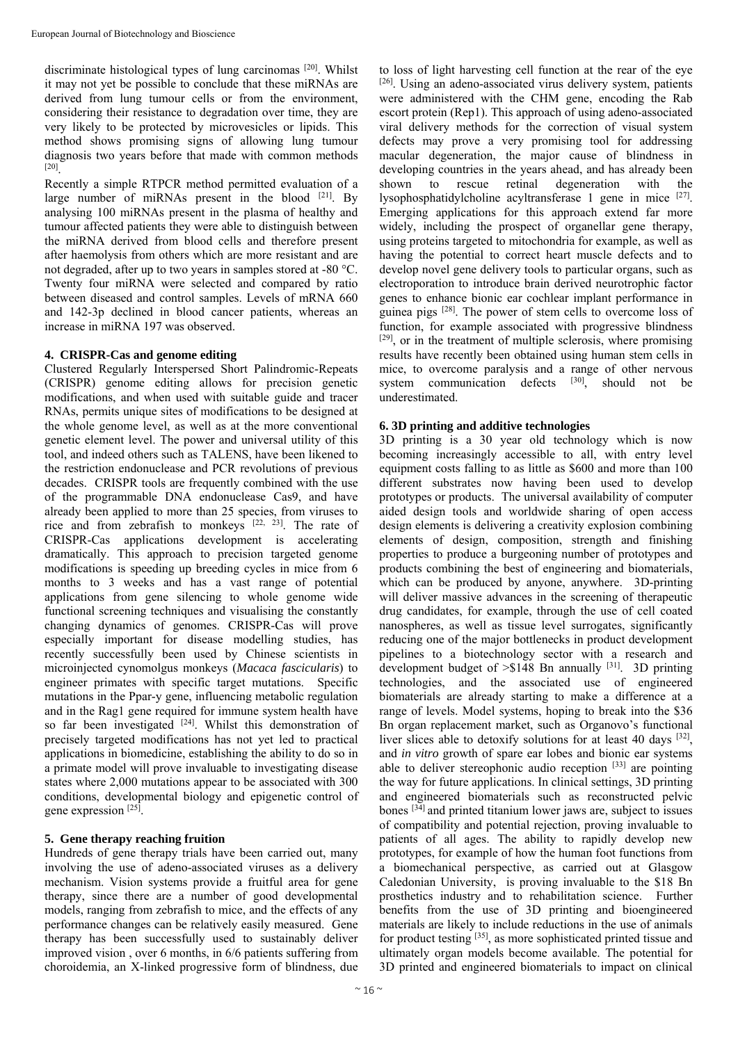discriminate histological types of lung carcinomas [20]. Whilst it may not yet be possible to conclude that these miRNAs are derived from lung tumour cells or from the environment, considering their resistance to degradation over time, they are very likely to be protected by microvesicles or lipids. This method shows promising signs of allowing lung tumour diagnosis two years before that made with common methods [20].

Recently a simple RTPCR method permitted evaluation of a large number of miRNAs present in the blood [21]. By analysing 100 miRNAs present in the plasma of healthy and tumour affected patients they were able to distinguish between the miRNA derived from blood cells and therefore present after haemolysis from others which are more resistant and are not degraded, after up to two years in samples stored at -80 °C. Twenty four miRNA were selected and compared by ratio between diseased and control samples. Levels of mRNA 660 and 142-3p declined in blood cancer patients, whereas an increase in miRNA 197 was observed.

## 4. CRISPR-Cas and genome editing

Clustered Regularly Interspersed Short Palindromic-Repeats (CRISPR) genome editing allows for precision genetic modifications, and when used with suitable guide and tracer RNAs, permits unique sites of modifications to be designed at the whole genome level, as well as at the more conventional genetic element level. The power and universal utility of this tool, and indeed others such as TALENS, have been likened to the restriction endonuclease and PCR revolutions of previous decades. CRISPR tools are frequently combined with the use of the programmable DNA endonuclease Cas9, and have already been applied to more than 25 species, from viruses to rice and from zebrafish to monkeys [22, 23]. The rate of CRISPR-Cas applications development is accelerating dramatically. This approach to precision targeted genome modifications is speeding up breeding cycles in mice from 6 months to 3 weeks and has a vast range of potential applications from gene silencing to whole genome wide functional screening techniques and visualising the constantly changing dynamics of genomes. CRISPR-Cas will prove especially important for disease modelling studies, has recently successfully been used by Chinese scientists in microinjected cynomolgus monkeys (*Macaca fascicularis*) to engineer primates with specific target mutations. Specific mutations in the Ppar-y gene, influencing metabolic regulation and in the Rag1 gene required for immune system health have so far been investigated [24]. Whilst this demonstration of precisely targeted modifications has not yet led to practical applications in biomedicine, establishing the ability to do so in a primate model will prove invaluable to investigating disease states where 2,000 mutations appear to be associated with 300 conditions, developmental biology and epigenetic control of gene expression [25].

## 5. Gene therapy reaching fruition

Hundreds of gene therapy trials have been carried out, many involving the use of adeno-associated viruses as a delivery mechanism. Vision systems provide a fruitful area for gene therapy, since there are a number of good developmental models, ranging from zebrafish to mice, and the effects of any performance changes can be relatively easily measured. Gene therapy has been successfully used to sustainably deliver improved vision , over 6 months, in 6/6 patients suffering from choroidemia, an X-linked progressive form of blindness, due to loss of light harvesting cell function at the rear of the eye [26]. Using an adeno-associated virus delivery system, patients were administered with the CHM gene, encoding the Rab escort protein (Rep1). This approach of using adeno-associated viral delivery methods for the correction of visual system defects may prove a very promising tool for addressing macular degeneration, the major cause of blindness in developing countries in the years ahead, and has already been shown to rescue retinal degeneration with the lysophosphatidylcholine acyltransferase 1 gene in mice [27]. Emerging applications for this approach extend far more widely, including the prospect of organellar gene therapy, using proteins targeted to mitochondria for example, as well as having the potential to correct heart muscle defects and to develop novel gene delivery tools to particular organs, such as electroporation to introduce brain derived neurotrophic factor genes to enhance bionic ear cochlear implant performance in guinea pigs [28]. The power of stem cells to overcome loss of function, for example associated with progressive blindness [29], or in the treatment of multiple sclerosis, where promising results have recently been obtained using human stem cells in mice, to overcome paralysis and a range of other nervous system communication defects [30], should not be underestimated.

## 6. 3D printing and additive technologies

3D printing is a 30 year old technology which is now becoming increasingly accessible to all, with entry level equipment costs falling to as little as $600 and more than 100 different substrates now having been used to develop prototypes or products. The universal availability of computer aided design tools and worldwide sharing of open access design elements is delivering a creativity explosion combining elements of design, composition, strength and finishing properties to produce a burgeoning number of prototypes and products combining the best of engineering and biomaterials, which can be produced by anyone, anywhere. 3D-printing will deliver massive advances in the screening of therapeutic drug candidates, for example, through the use of cell coated nanospheres, as well as tissue level surrogates, significantly reducing one of the major bottlenecks in product development pipelines to a biotechnology sector with a research and development budget of >$148 Bn annually [31]. 3D printing technologies, and the associated use of engineered biomaterials are already starting to make a difference at a range of levels. Model systems, hoping to break into the $36 Bn organ replacement market, such as Organovo's functional liver slices able to detoxify solutions for at least 40 days [32], and *in vitro* growth of spare ear lobes and bionic ear systems able to deliver stereophonic audio reception [33] are pointing the way for future applications. In clinical settings, 3D printing and engineered biomaterials such as reconstructed pelvic bones [34] and printed titanium lower jaws are, subject to issues of compatibility and potential rejection, proving invaluable to patients of all ages. The ability to rapidly develop new prototypes, for example of how the human foot functions from a biomechanical perspective, as carried out at Glasgow Caledonian University, is proving invaluable to the $18 Bn prosthetics industry and to rehabilitation science. Further benefits from the use of 3D printing and bioengineered materials are likely to include reductions in the use of animals for product testing [35], as more sophisticated printed tissue and ultimately organ models become available. The potential for 3D printed and engineered biomaterials to impact on clinical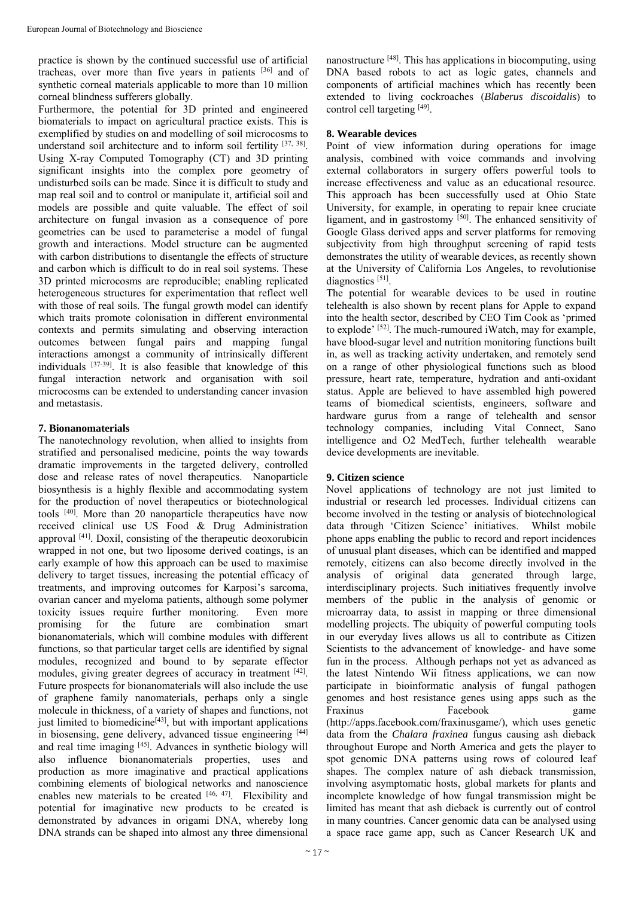practice is shown by the continued successful use of artificial tracheas, over more than five years in patients [36] and of synthetic corneal materials applicable to more than 10 million corneal blindness sufferers globally.

Furthermore, the potential for 3D printed and engineered biomaterials to impact on agricultural practice exists. This is exemplified by studies on and modelling of soil microcosms to understand soil architecture and to inform soil fertility [37, 38]. Using X-ray Computed Tomography (CT) and 3D printing significant insights into the complex pore geometry of undisturbed soils can be made. Since it is difficult to study and map real soil and to control or manipulate it, artificial soil and models are possible and quite valuable. The effect of soil architecture on fungal invasion as a consequence of pore geometries can be used to parameterise a model of fungal growth and interactions. Model structure can be augmented with carbon distributions to disentangle the effects of structure and carbon which is difficult to do in real soil systems. These 3D printed microcosms are reproducible; enabling replicated heterogeneous structures for experimentation that reflect well with those of real soils. The fungal growth model can identify which traits promote colonisation in different environmental contexts and permits simulating and observing interaction outcomes between fungal pairs and mapping fungal interactions amongst a community of intrinsically different individuals [37-39]. It is also feasible that knowledge of this fungal interaction network and organisation with soil microcosms can be extended to understanding cancer invasion and metastasis.

## 7. Bionanomaterials

The nanotechnology revolution, when allied to insights from stratified and personalised medicine, points the way towards dramatic improvements in the targeted delivery, controlled dose and release rates of novel therapeutics. Nanoparticle biosynthesis is a highly flexible and accommodating system for the production of novel therapeutics or biotechnological tools [40]. More than 20 nanoparticle therapeutics have now received clinical use US Food & Drug Administration approval [41]. Doxil, consisting of the therapeutic deoxorubicin wrapped in not one, but two liposome derived coatings, is an early example of how this approach can be used to maximise delivery to target tissues, increasing the potential efficacy of treatments, and improving outcomes for Karposi's sarcoma, ovarian cancer and myeloma patients, although some polymer toxicity issues require further monitoring. Even more promising for the future are combination smart bionanomaterials, which will combine modules with different functions, so that particular target cells are identified by signal modules, recognized and bound to by separate effector modules, giving greater degrees of accuracy in treatment [42]. Future prospects for bionanomaterials will also include the use of graphene family nanomaterials, perhaps only a single molecule in thickness, of a variety of shapes and functions, not just limited to biomedicine[43], but with important applications in biosensing, gene delivery, advanced tissue engineering [44] and real time imaging [45]. Advances in synthetic biology will also influence bionanomaterials properties, uses and production as more imaginative and practical applications combining elements of biological networks and nanoscience enables new materials to be created [46, 47]. Flexibility and potential for imaginative new products to be created is demonstrated by advances in origami DNA, whereby long DNA strands can be shaped into almost any three dimensional nanostructure [48]. This has applications in biocomputing, using DNA based robots to act as logic gates, channels and components of artificial machines which has recently been extended to living cockroaches (*Blaberus discoidalis*) to control cell targeting [49].

## 8. Wearable devices

Point of view information during operations for image analysis, combined with voice commands and involving external collaborators in surgery offers powerful tools to increase effectiveness and value as an educational resource. This approach has been successfully used at Ohio State University, for example, in operating to repair knee cruciate ligament, and in gastrostomy [50]. The enhanced sensitivity of Google Glass derived apps and server platforms for removing subjectivity from high throughput screening of rapid tests demonstrates the utility of wearable devices, as recently shown at the University of California Los Angeles, to revolutionise diagnostics [51].

The potential for wearable devices to be used in routine telehealth is also shown by recent plans for Apple to expand into the health sector, described by CEO Tim Cook as 'primed to explode' [52]. The much-rumoured iWatch, may for example, have blood-sugar level and nutrition monitoring functions built in, as well as tracking activity undertaken, and remotely send on a range of other physiological functions such as blood pressure, heart rate, temperature, hydration and anti-oxidant status. Apple are believed to have assembled high powered teams of biomedical scientists, engineers, software and hardware gurus from a range of telehealth and sensor technology companies, including Vital Connect, Sano intelligence and O2 MedTech, further telehealth wearable device developments are inevitable.

## 9. Citizen science

Novel applications of technology are not just limited to industrial or research led processes. Individual citizens can become involved in the testing or analysis of biotechnological data through 'Citizen Science' initiatives. Whilst mobile phone apps enabling the public to record and report incidences of unusual plant diseases, which can be identified and mapped remotely, citizens can also become directly involved in the analysis of original data generated through large, interdisciplinary projects. Such initiatives frequently involve members of the public in the analysis of genomic or microarray data, to assist in mapping or three dimensional modelling projects. The ubiquity of powerful computing tools in our everyday lives allows us all to contribute as Citizen Scientists to the advancement of knowledge- and have some fun in the process. Although perhaps not yet as advanced as the latest Nintendo Wii fitness applications, we can now participate in bioinformatic analysis of fungal pathogen genomes and host resistance genes using apps such as the Fraxinus Facebook game (http://apps.facebook.com/fraxinusgame/), which uses genetic data from the *Chalara fraxinea* fungus causing ash dieback throughout Europe and North America and gets the player to spot genomic DNA patterns using rows of coloured leaf shapes. The complex nature of ash dieback transmission, involving asymptomatic hosts, global markets for plants and incomplete knowledge of how fungal transmission might be limited has meant that ash dieback is currently out of control in many countries. Cancer genomic data can be analysed using a space race game app, such as Cancer Research UK and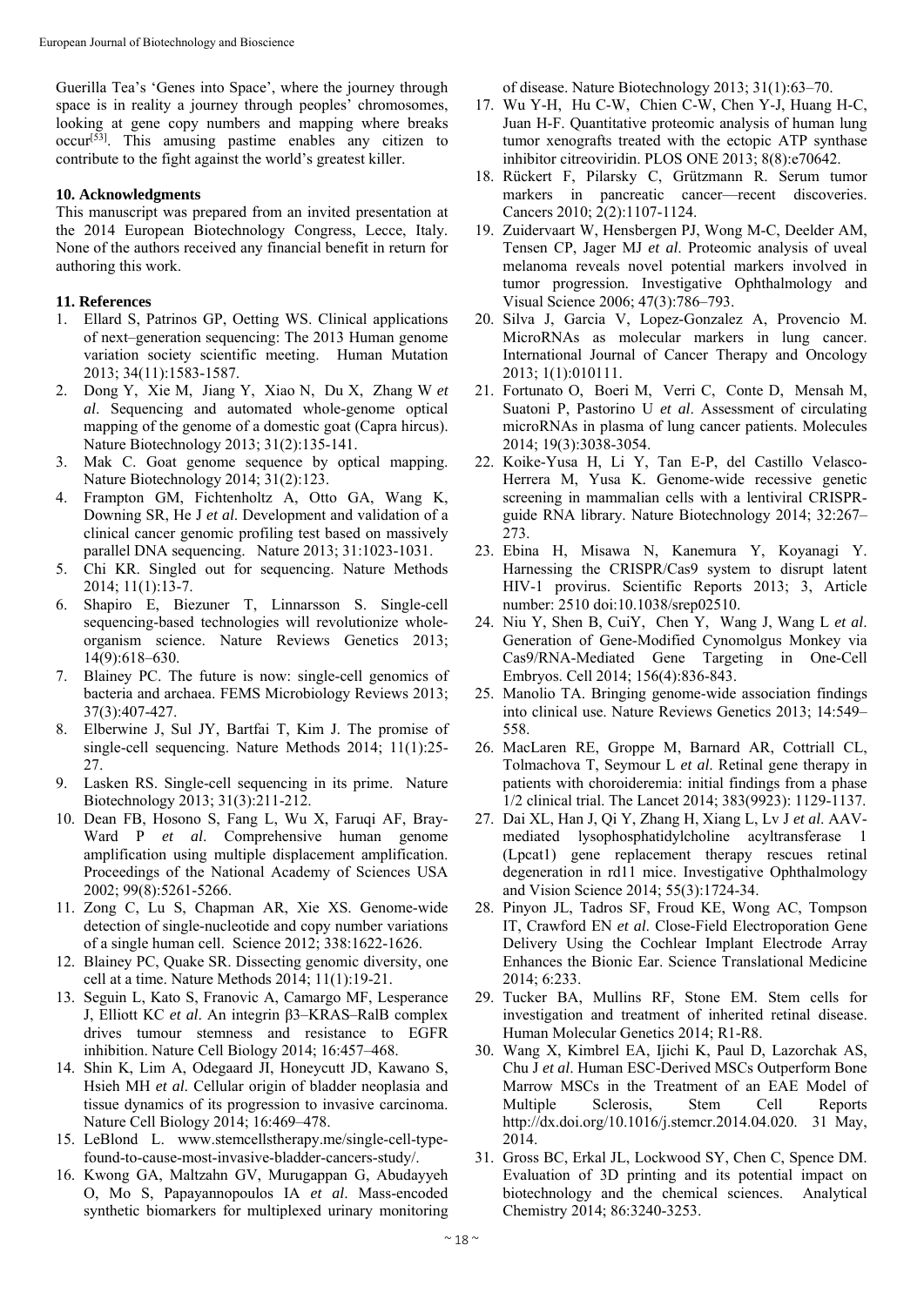Guerilla Tea's 'Genes into Space', where the journey through space is in reality a journey through peoples' chromosomes, looking at gene copy numbers and mapping where breaks occur[53]. This amusing pastime enables any citizen to contribute to the fight against the world's greatest killer.

## 10. Acknowledgments

This manuscript was prepared from an invited presentation at the 2014 European Biotechnology Congress, Lecce, Italy. None of the authors received any financial benefit in return for authoring this work.

## 11. References

1. Ellard S, Patrinos GP, Oetting WS. Clinical applications of next–generation sequencing: The 2013 Human genome variation society scientific meeting. Human Mutation 2013; 34(11):1583-1587.
2. Dong Y, Xie M, Jiang Y, Xiao N, Du X, Zhang W *et al*. Sequencing and automated whole-genome optical mapping of the genome of a domestic goat (Capra hircus). Nature Biotechnology 2013; 31(2):135-141.
3. Mak C. Goat genome sequence by optical mapping. Nature Biotechnology 2014; 31(2):123.
4. Frampton GM, Fichtenholtz A, Otto GA, Wang K, Downing SR, He J *et al.* Development and validation of a clinical cancer genomic profiling test based on massively parallel DNA sequencing. Nature 2013; 31:1023-1031.
5. Chi KR. Singled out for sequencing. Nature Methods 2014; 11(1):13-7.
6. Shapiro E, Biezuner T, Linnarsson S. Single-cell sequencing-based technologies will revolutionize whole-organism science. Nature Reviews Genetics 2013; 14(9):618–630.
7. Blainey PC. The future is now: single-cell genomics of bacteria and archaea. FEMS Microbiology Reviews 2013; 37(3):407-427.
8. Elberwine J, Sul JY, Bartfai T, Kim J. The promise of single-cell sequencing. Nature Methods 2014; 11(1):25-27.
9. Lasken RS. Single-cell sequencing in its prime. Nature Biotechnology 2013; 31(3):211-212.
10. Dean FB, Hosono S, Fang L, Wu X, Faruqi AF, Bray-Ward P *et al*. Comprehensive human genome amplification using multiple displacement amplification. Proceedings of the National Academy of Sciences USA 2002; 99(8):5261-5266.
11. Zong C, Lu S, Chapman AR, Xie XS. Genome-wide detection of single-nucleotide and copy number variations of a single human cell. Science 2012; 338:1622-1626.
12. Blainey PC, Quake SR. Dissecting genomic diversity, one cell at a time. Nature Methods 2014; 11(1):19-21.
13. Seguin L, Kato S, Franovic A, Camargo MF, Lesperance J, Elliott KC *et al*. An integrin β3–KRAS–RalB complex drives tumour stemness and resistance to EGFR inhibition. Nature Cell Biology 2014; 16:457–468.
14. Shin K, Lim A, Odegaard JI, Honeycutt JD, Kawano S, Hsieh MH *et al.* Cellular origin of bladder neoplasia and tissue dynamics of its progression to invasive carcinoma. Nature Cell Biology 2014; 16:469–478.
15. LeBlond L. www.stemcellstherapy.me/single-cell-type-found-to-cause-most-invasive-bladder-cancers-study/.
16. Kwong GA, Maltzahn GV, Murugappan G, Abudayyeh O, Mo S, Papayannopoulos IA *et al*. Mass-encoded synthetic biomarkers for multiplexed urinary monitoring of disease. Nature Biotechnology 2013; 31(1):63–70.
17. Wu Y-H, Hu C-W, Chien C-W, Chen Y-J, Huang H-C, Juan H-F. Quantitative proteomic analysis of human lung tumor xenografts treated with the ectopic ATP synthase inhibitor citreoviridin. PLOS ONE 2013; 8(8):e70642.
18. Rückert F, Pilarsky C, Grützmann R. Serum tumor markers in pancreatic cancer—recent discoveries. Cancers 2010; 2(2):1107-1124.
19. Zuidervaart W, Hensbergen PJ, Wong M-C, Deelder AM, Tensen CP, Jager MJ *et al*. Proteomic analysis of uveal melanoma reveals novel potential markers involved in tumor progression. Investigative Ophthalmology and Visual Science 2006; 47(3):786–793.
20. Silva J, Garcia V, Lopez-Gonzalez A, Provencio M. MicroRNAs as molecular markers in lung cancer. International Journal of Cancer Therapy and Oncology 2013; 1(1):010111.
21. Fortunato O, Boeri M, Verri C, Conte D, Mensah M, Suatoni P, Pastorino U *et al*. Assessment of circulating microRNAs in plasma of lung cancer patients. Molecules 2014; 19(3):3038-3054.
22. Koike-Yusa H, Li Y, Tan E-P, del Castillo Velasco-Herrera M, Yusa K. Genome-wide recessive genetic screening in mammalian cells with a lentiviral CRISPR-guide RNA library. Nature Biotechnology 2014; 32:267–273.
23. Ebina H, Misawa N, Kanemura Y, Koyanagi Y. Harnessing the CRISPR/Cas9 system to disrupt latent HIV-1 provirus. Scientific Reports 2013; 3, Article number: 2510 doi:10.1038/srep02510.
24. Niu Y, Shen B, CuiY, Chen Y, Wang J, Wang L *et al*. Generation of Gene-Modified Cynomolgus Monkey via Cas9/RNA-Mediated Gene Targeting in One-Cell Embryos. Cell 2014; 156(4):836-843.
25. Manolio TA. Bringing genome-wide association findings into clinical use. Nature Reviews Genetics 2013; 14:549–558.
26. MacLaren RE, Groppe M, Barnard AR, Cottriall CL, Tolmachova T, Seymour L *et al*. Retinal gene therapy in patients with choroideremia: initial findings from a phase 1/2 clinical trial. The Lancet 2014; 383(9923): 1129-1137.
27. Dai XL, Han J, Qi Y, Zhang H, Xiang L, Lv J *et al.* AAV-mediated lysophosphatidylcholine acyltransferase 1 (Lpcat1) gene replacement therapy rescues retinal degeneration in rd11 mice. Investigative Ophthalmology and Vision Science 2014; 55(3):1724-34.
28. Pinyon JL, Tadros SF, Froud KE, Wong AC, Tompson IT, Crawford EN *et al.* Close-Field Electroporation Gene Delivery Using the Cochlear Implant Electrode Array Enhances the Bionic Ear. Science Translational Medicine 2014; 6:233.
29. Tucker BA, Mullins RF, Stone EM. Stem cells for investigation and treatment of inherited retinal disease. Human Molecular Genetics 2014; R1-R8.
30. Wang X, Kimbrel EA, Ijichi K, Paul D, Lazorchak AS, Chu J *et al*. Human ESC-Derived MSCs Outperform Bone Marrow MSCs in the Treatment of an EAE Model of Multiple Sclerosis, Stem Cell Reports http://dx.doi.org/10.1016/j.stemcr.2014.04.020. 31 May, 2014.
31. Gross BC, Erkal JL, Lockwood SY, Chen C, Spence DM. Evaluation of 3D printing and its potential impact on biotechnology and the chemical sciences. Analytical Chemistry 2014; 86:3240-3253.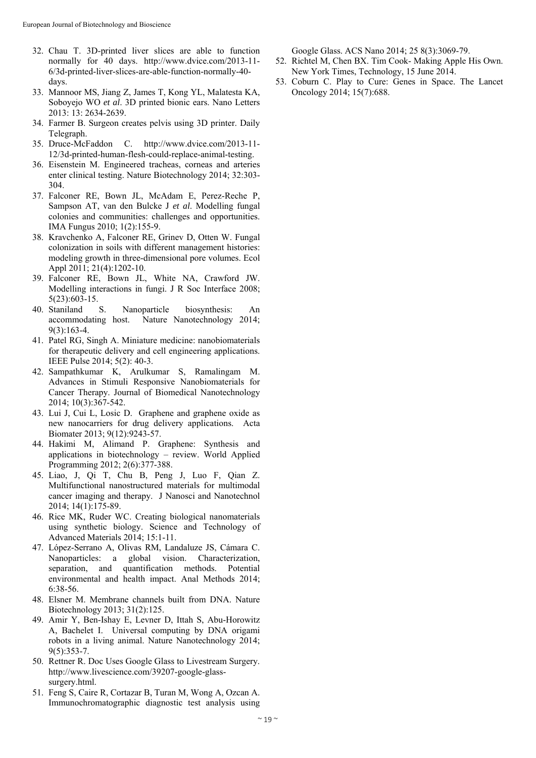32. Chau T. 3D-printed liver slices are able to function normally for 40 days. http://www.dvice.com/2013-11-6/3d-printed-liver-slices-are-able-function-normally-40-days.
33. Mannoor MS, Jiang Z, James T, Kong YL, Malatesta KA, Soboyejo WO *et al*. 3D printed bionic ears. Nano Letters 2013: 13: 2634-2639.
34. Farmer B. Surgeon creates pelvis using 3D printer. Daily Telegraph.
35. Druce-McFaddon C. http://www.dvice.com/2013-11-12/3d-printed-human-flesh-could-replace-animal-testing.
36. Eisenstein M. Engineered tracheas, corneas and arteries enter clinical testing. Nature Biotechnology 2014; 32:303-304.
37. Falconer RE, Bown JL, McAdam E, Perez-Reche P, Sampson AT, van den Bulcke J *et al*. Modelling fungal colonies and communities: challenges and opportunities. IMA Fungus 2010; 1(2):155-9.
38. Kravchenko A, Falconer RE, Grinev D, Otten W. Fungal colonization in soils with different management histories: modeling growth in three-dimensional pore volumes. Ecol Appl 2011; 21(4):1202-10.
39. Falconer RE, Bown JL, White NA, Crawford JW. Modelling interactions in fungi. J R Soc Interface 2008; 5(23):603-15.
40. Staniland S. Nanoparticle biosynthesis: An accommodating host. Nature Nanotechnology 2014; 9(3):163-4.
41. Patel RG, Singh A. Miniature medicine: nanobiomaterials for therapeutic delivery and cell engineering applications. IEEE Pulse 2014; 5(2): 40-3.
42. Sampathkumar K, Arulkumar S, Ramalingam M. Advances in Stimuli Responsive Nanobiomaterials for Cancer Therapy. Journal of Biomedical Nanotechnology 2014; 10(3):367-542.
43. Lui J, Cui L, Losic D. Graphene and graphene oxide as new nanocarriers for drug delivery applications. Acta Biomater 2013; 9(12):9243-57.
44. Hakimi M, Alimand P. Graphene: Synthesis and applications in biotechnology – review. World Applied Programming 2012; 2(6):377-388.
45. Liao, J, Qi T, Chu B, Peng J, Luo F, Qian Z. Multifunctional nanostructured materials for multimodal cancer imaging and therapy. J Nanosci and Nanotechnol 2014; 14(1):175-89.
46. Rice MK, Ruder WC. Creating biological nanomaterials using synthetic biology. Science and Technology of Advanced Materials 2014; 15:1-11.
47. López-Serrano A, Olivas RM, Landaluze JS, Cámara C. Nanoparticles: a global vision. Characterization, separation, and quantification methods. Potential environmental and health impact. Anal Methods 2014; 6:38-56.
48. Elsner M. Membrane channels built from DNA. Nature Biotechnology 2013; 31(2):125.
49. Amir Y, Ben-Ishay E, Levner D, Ittah S, Abu-Horowitz A, Bachelet I. Universal computing by DNA origami robots in a living animal. Nature Nanotechnology 2014; 9(5):353-7.
50. Rettner R. Doc Uses Google Glass to Livestream Surgery. http://www.livescience.com/39207-google-glass-surgery.html.
51. Feng S, Caire R, Cortazar B, Turan M, Wong A, Ozcan A. Immunochromatographic diagnostic test analysis using Google Glass. ACS Nano 2014; 25 8(3):3069-79.
52. Richtel M, Chen BX. Tim Cook- Making Apple His Own. New York Times, Technology, 15 June 2014.
53. Coburn C. Play to Cure: Genes in Space. The Lancet Oncology 2014; 15(7):688.